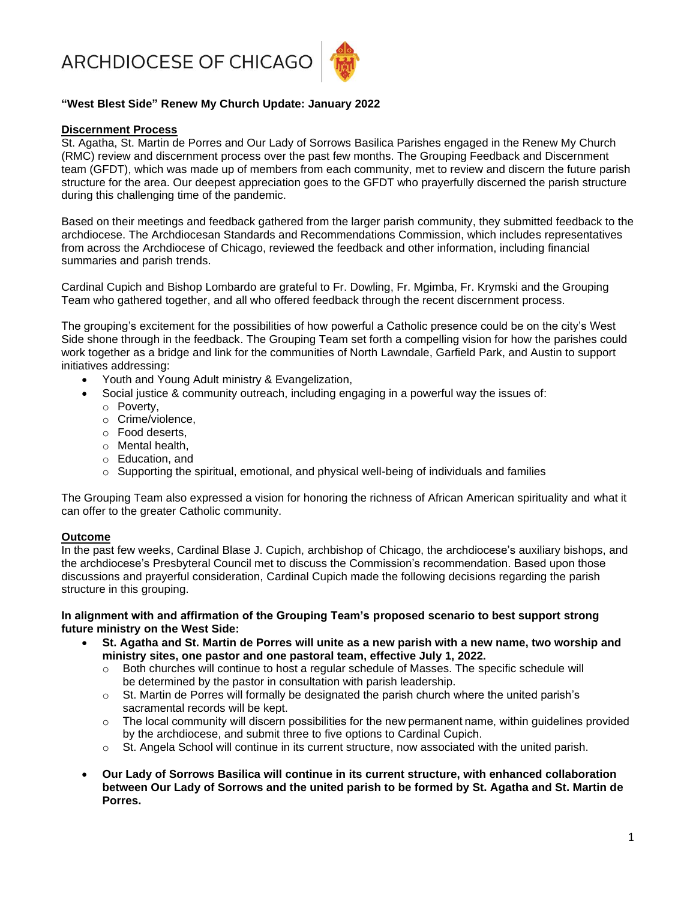ARCHDIOCESE OF CHICAGO

**"West Blest Side" Renew My Church Update: January 2022**

**Discernment Process**

St. Agatha, St. Martin de Porres and Our Lady of Sorrows Basilica Parishes engaged in the Renew My Church (RMC) review and discernment process over the past few months. The Grouping Feedback and Discernment team (GFDT), which was made up of members from each community, met to review and discern the future parish structure for the area. Our deepest appreciation goes to the GFDT who prayerfully discerned the parish structure during this challenging time of the pandemic.

Based on their meetings and feedback gathered from the larger parish community, they submitted feedback to the archdiocese. The Archdiocesan Standards and Recommendations Commission, which includes representatives from across the Archdiocese of Chicago, reviewed the feedback and other information, including financial summaries and parish trends.

Cardinal Cupich and Bishop Lombardo are grateful to Fr. Dowling, Fr. Mgimba, Fr. Krymski and the Grouping Team who gathered together, and all who offered feedback through the recent discernment process.

The grouping's excitement for the possibilities of how powerful a Catholic presence could be on the city's West Side shone through in the feedback. The Grouping Team set forth a compelling vision for how the parishes could work together as a bridge and link for the communities of North Lawndale, Garfield Park, and Austin to support initiatives addressing:

- Youth and Young Adult ministry & Evangelization,
- Social justice & community outreach, including engaging in a powerful way the issues of:
  - Poverty,
  - Crime/violence,
  - Food deserts,
  - Mental health,
  - Education, and
  - Supporting the spiritual, emotional, and physical well-being of individuals and families

The Grouping Team also expressed a vision for honoring the richness of African American spirituality and what it can offer to the greater Catholic community.

**Outcome**

In the past few weeks, Cardinal Blase J. Cupich, archbishop of Chicago, the archdiocese's auxiliary bishops, and the archdiocese's Presbyteral Council met to discuss the Commission's recommendation. Based upon those discussions and prayerful consideration, Cardinal Cupich made the following decisions regarding the parish structure in this grouping.

**In alignment with and affirmation of the Grouping Team's proposed scenario to best support strong future ministry on the West Side:**

- **St. Agatha and St. Martin de Porres will unite as a new parish with a new name, two worship and ministry sites, one pastor and one pastoral team, effective July 1, 2022.**
  - Both churches will continue to host a regular schedule of Masses. The specific schedule will be determined by the pastor in consultation with parish leadership.
  - St. Martin de Porres will formally be designated the parish church where the united parish's sacramental records will be kept.
  - The local community will discern possibilities for the new permanent name, within guidelines provided by the archdiocese, and submit three to five options to Cardinal Cupich.
  - St. Angela School will continue in its current structure, now associated with the united parish.
- **Our Lady of Sorrows Basilica will continue in its current structure, with enhanced collaboration between Our Lady of Sorrows and the united parish to be formed by St. Agatha and St. Martin de Porres.**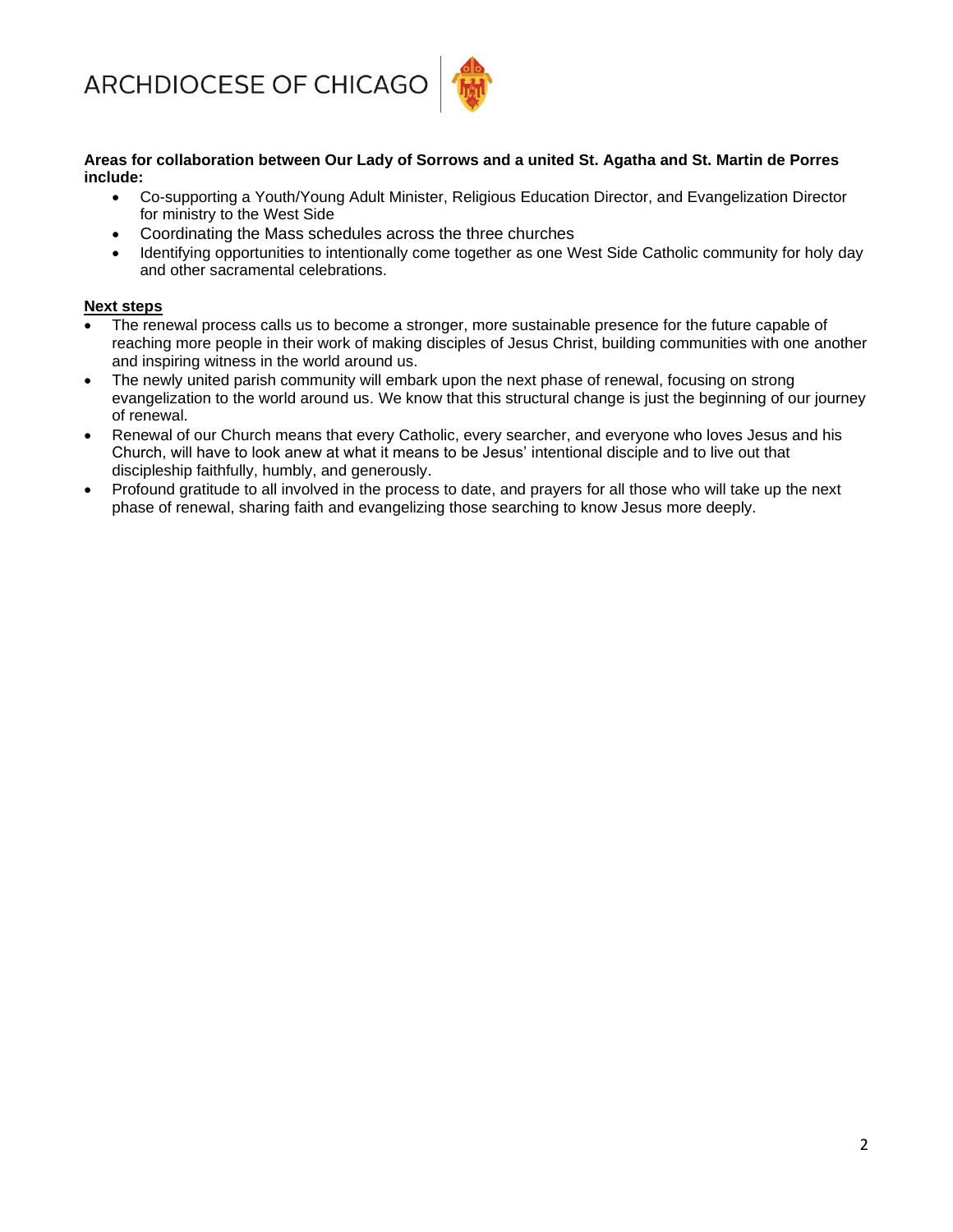**Areas for collaboration between Our Lady of Sorrows and a united St. Agatha and St. Martin de Porres include:**

- Co-supporting a Youth/Young Adult Minister, Religious Education Director, and Evangelization Director for ministry to the West Side
- Coordinating the Mass schedules across the three churches
- Identifying opportunities to intentionally come together as one West Side Catholic community for holy day and other sacramental celebrations.

**Next steps**

- The renewal process calls us to become a stronger, more sustainable presence for the future capable of reaching more people in their work of making disciples of Jesus Christ, building communities with one another and inspiring witness in the world around us.
- The newly united parish community will embark upon the next phase of renewal, focusing on strong evangelization to the world around us. We know that this structural change is just the beginning of our journey of renewal.
- Renewal of our Church means that every Catholic, every searcher, and everyone who loves Jesus and his Church, will have to look anew at what it means to be Jesus' intentional disciple and to live out that discipleship faithfully, humbly, and generously.
- Profound gratitude to all involved in the process to date, and prayers for all those who will take up the next phase of renewal, sharing faith and evangelizing those searching to know Jesus more deeply.